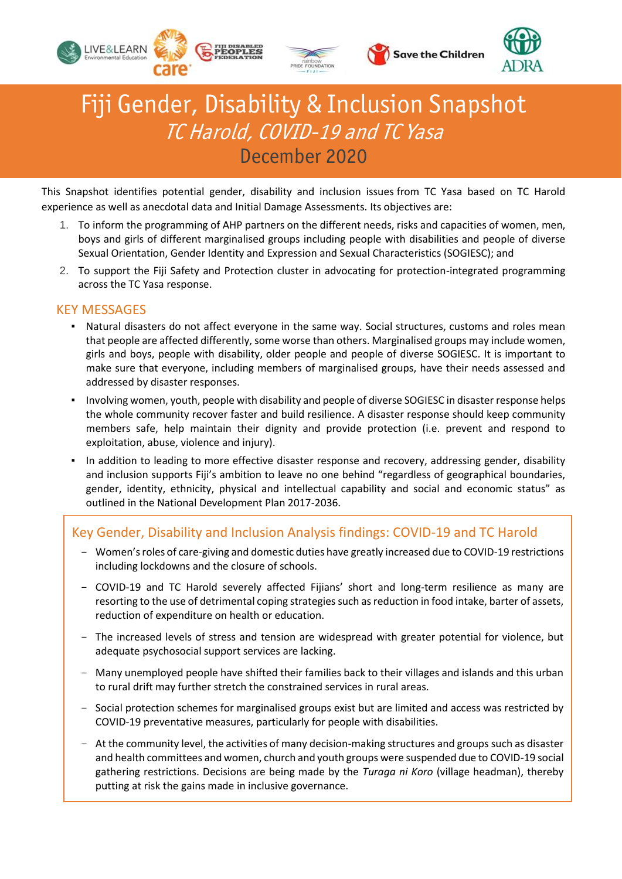# Fiji Gender, Disability & Inclusion Snapshot

## *TC Harold, COVID-19 and TC Yasa*

## December 2020

This Snapshot identifies potential gender, disability and inclusion issues from TC Yasa based on TC Harold experience as well as anecdotal data and Initial Damage Assessments. Its objectives are:

1. To inform the programming of AHP partners on the different needs, risks and capacities of women, men, boys and girls of different marginalised groups including people with disabilities and people of diverse Sexual Orientation, Gender Identity and Expression and Sexual Characteristics (SOGIESC); and
2. To support the Fiji Safety and Protection cluster in advocating for protection-integrated programming across the TC Yasa response.

## KEY MESSAGES

- Natural disasters do not affect everyone in the same way. Social structures, customs and roles mean that people are affected differently, some worse than others. Marginalised groups may include women, girls and boys, people with disability, older people and people of diverse SOGIESC. It is important to make sure that everyone, including members of marginalised groups, have their needs assessed and addressed by disaster responses.
- Involving women, youth, people with disability and people of diverse SOGIESC in disaster response helps the whole community recover faster and build resilience. A disaster response should keep community members safe, help maintain their dignity and provide protection (i.e. prevent and respond to exploitation, abuse, violence and injury).
- In addition to leading to more effective disaster response and recovery, addressing gender, disability and inclusion supports Fiji's ambition to leave no one behind "regardless of geographical boundaries, gender, identity, ethnicity, physical and intellectual capability and social and economic status" as outlined in the National Development Plan 2017-2036.

### Key Gender, Disability and Inclusion Analysis findings: COVID-19 and TC Harold

- Women's roles of care-giving and domestic duties have greatly increased due to COVID-19 restrictions including lockdowns and the closure of schools.
- COVID-19 and TC Harold severely affected Fijians' short and long-term resilience as many are resorting to the use of detrimental coping strategies such as reduction in food intake, barter of assets, reduction of expenditure on health or education.
- The increased levels of stress and tension are widespread with greater potential for violence, but adequate psychosocial support services are lacking.
- Many unemployed people have shifted their families back to their villages and islands and this urban to rural drift may further stretch the constrained services in rural areas.
- Social protection schemes for marginalised groups exist but are limited and access was restricted by COVID-19 preventative measures, particularly for people with disabilities.
- At the community level, the activities of many decision-making structures and groups such as disaster and health committees and women, church and youth groups were suspended due to COVID-19 social gathering restrictions. Decisions are being made by the *Turaga ni Koro* (village headman), thereby putting at risk the gains made in inclusive governance.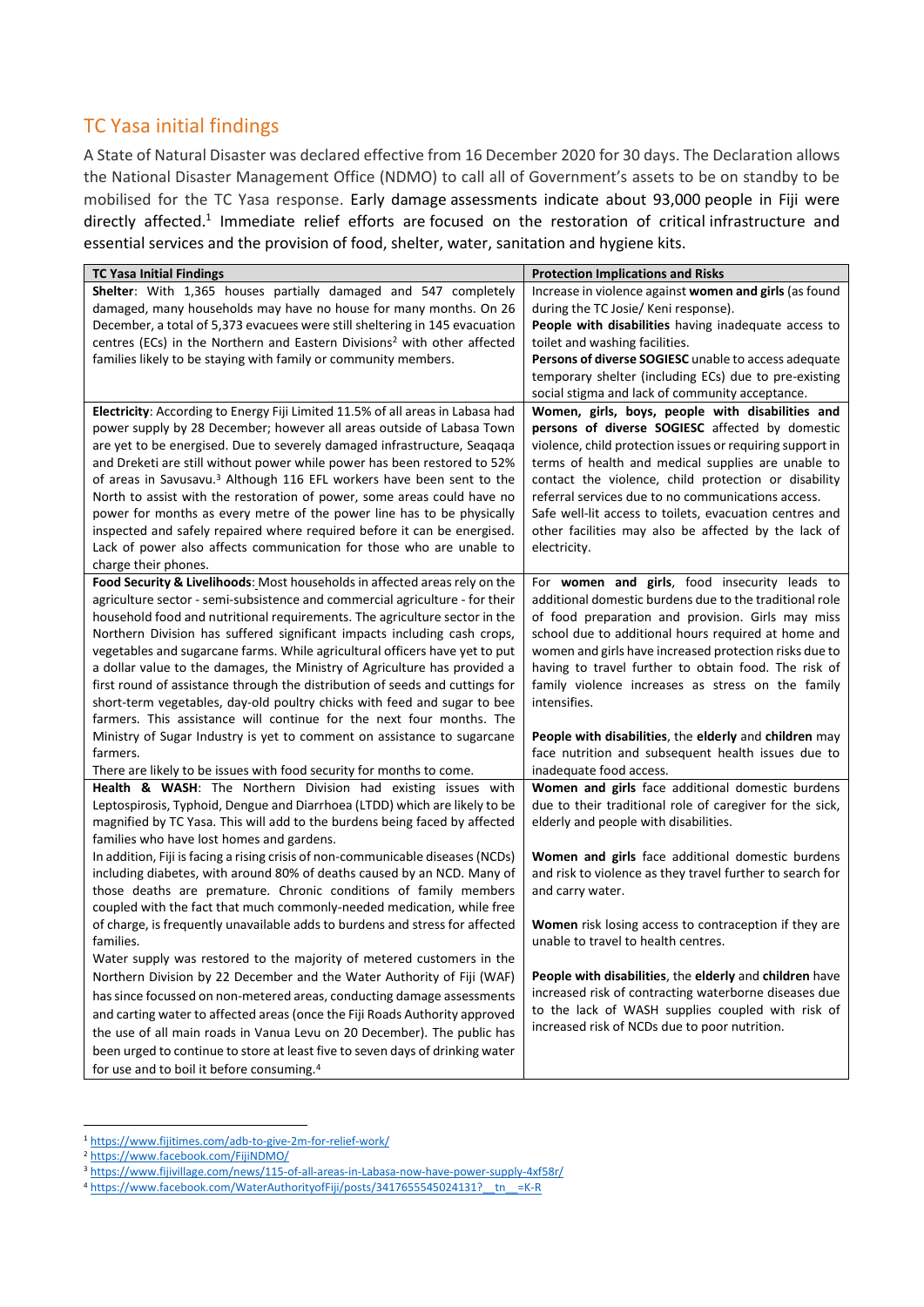## TC Yasa initial findings

A State of Natural Disaster was declared effective from 16 December 2020 for 30 days. The Declaration allows the National Disaster Management Office (NDMO) to call all of Government's assets to be on standby to be mobilised for the TC Yasa response. Early damage assessments indicate about 93,000 people in Fiji were directly affected.[1] Immediate relief efforts are focused on the restoration of critical infrastructure and essential services and the provision of food, shelter, water, sanitation and hygiene kits.

| TC Yasa Initial Findings | Protection Implications and Risks |
|---|---|
| **Shelter**: With 1,365 houses partially damaged and 547 completely damaged, many households may have no house for many months. On 26 December, a total of 5,373 evacuees were still sheltering in 145 evacuation centres (ECs) in the Northern and Eastern Divisions[2] with other affected families likely to be staying with family or community members. | Increase in violence against **women and girls** (as found during the TC Josie/ Keni response).<br>**People with disabilities** having inadequate access to toilet and washing facilities.<br>**Persons of diverse SOGIESC** unable to access adequate temporary shelter (including ECs) due to pre-existing social stigma and lack of community acceptance. |
| **Electricity**: According to Energy Fiji Limited 11.5% of all areas in Labasa had power supply by 28 December; however all areas outside of Labasa Town are yet to be energised. Due to severely damaged infrastructure, Seaqaqa and Dreketi are still without power while power has been restored to 52% of areas in Savusavu.[3] Although 116 EFL workers have been sent to the North to assist with the restoration of power, some areas could have no power for months as every metre of the power line has to be physically inspected and safely repaired where required before it can be energised. Lack of power also affects communication for those who are unable to charge their phones. | **Women, girls, boys, people with disabilities and persons of diverse SOGIESC** affected by domestic violence, child protection issues or requiring support in terms of health and medical supplies are unable to contact the violence, child protection or disability referral services due to no communications access.<br>Safe well-lit access to toilets, evacuation centres and other facilities may also be affected by the lack of electricity. |
| **Food Security & Livelihoods**: Most households in affected areas rely on the agriculture sector - semi-subsistence and commercial agriculture - for their household food and nutritional requirements. The agriculture sector in the Northern Division has suffered significant impacts including cash crops, vegetables and sugarcane farms. While agricultural officers have yet to put a dollar value to the damages, the Ministry of Agriculture has provided a first round of assistance through the distribution of seeds and cuttings for short-term vegetables, day-old poultry chicks with feed and sugar to bee farmers. This assistance will continue for the next four months. The Ministry of Sugar Industry is yet to comment on assistance to sugarcane farmers.<br>There are likely to be issues with food security for months to come. | For **women and girls**, food insecurity leads to additional domestic burdens due to the traditional role of food preparation and provision. Girls may miss school due to additional hours required at home and women and girls have increased protection risks due to having to travel further to obtain food. The risk of family violence increases as stress on the family intensifies.<br><br>**People with disabilities**, the **elderly** and **children** may face nutrition and subsequent health issues due to inadequate food access. |
| **Health & WASH**: The Northern Division had existing issues with Leptospirosis, Typhoid, Dengue and Diarrhoea (LTDD) which are likely to be magnified by TC Yasa. This will add to the burdens being faced by affected families who have lost homes and gardens.<br>In addition, Fiji is facing a rising crisis of non-communicable diseases (NCDs) including diabetes, with around 80% of deaths caused by an NCD. Many of those deaths are premature. Chronic conditions of family members coupled with the fact that much commonly-needed medication, while free of charge, is frequently unavailable adds to burdens and stress for affected families.<br>Water supply was restored to the majority of metered customers in the Northern Division by 22 December and the Water Authority of Fiji (WAF) has since focussed on non-metered areas, conducting damage assessments and carting water to affected areas (once the Fiji Roads Authority approved the use of all main roads in Vanua Levu on 20 December). The public has been urged to continue to store at least five to seven days of drinking water for use and to boil it before consuming.[4] | **Women and girls** face additional domestic burdens due to their traditional role of caregiver for the sick, elderly and people with disabilities.<br><br>**Women and girls** face additional domestic burdens and risk to violence as they travel further to search for and carry water.<br><br>**Women** risk losing access to contraception if they are unable to travel to health centres.<br><br>**People with disabilities**, the **elderly** and **children** have increased risk of contracting waterborne diseases due to the lack of WASH supplies coupled with risk of increased risk of NCDs due to poor nutrition. |

[1] https://www.fijitimes.com/adb-to-give-2m-for-relief-work/
[2] https://www.facebook.com/FijiNDMO/
[3] https://www.fijivillage.com/news/115-of-all-areas-in-Labasa-now-have-power-supply-4xf58r/
[4] https://www.facebook.com/WaterAuthorityofFiji/posts/3417655545024131?__tn__=K-R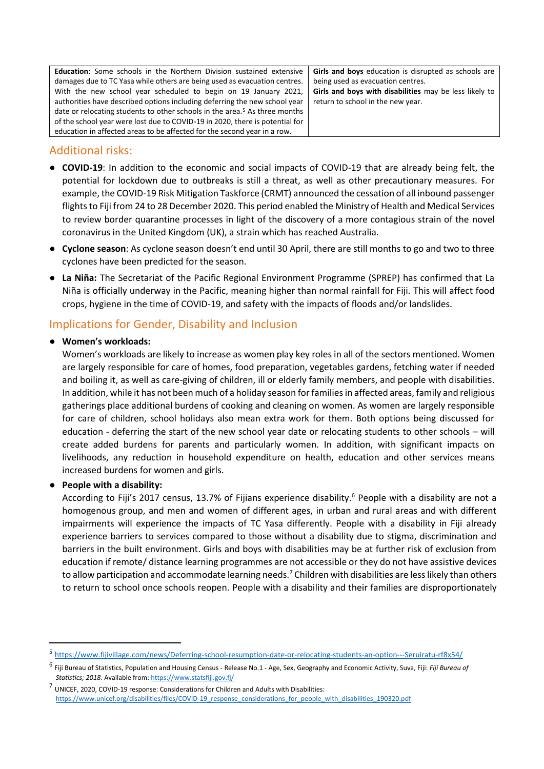| **Education**: Some schools in the Northern Division sustained extensive damages due to TC Yasa while others are being used as evacuation centres. With the new school year scheduled to begin on 19 January 2021, authorities have described options including deferring the new school year date or relocating students to other schools in the area.[5] As three months of the school year were lost due to COVID-19 in 2020, there is potential for education in affected areas to be affected for the second year in a row. | **Girls and boys** education is disrupted as schools are being used as evacuation centres. **Girls and boys with disabilities** may be less likely to return to school in the new year. |
|---|---|

## Additional risks:

- **COVID-19**: In addition to the economic and social impacts of COVID-19 that are already being felt, the potential for lockdown due to outbreaks is still a threat, as well as other precautionary measures. For example, the COVID-19 Risk Mitigation Taskforce (CRMT) announced the cessation of all inbound passenger flights to Fiji from 24 to 28 December 2020. This period enabled the Ministry of Health and Medical Services to review border quarantine processes in light of the discovery of a more contagious strain of the novel coronavirus in the United Kingdom (UK), a strain which has reached Australia.
- **Cyclone season**: As cyclone season doesn't end until 30 April, there are still months to go and two to three cyclones have been predicted for the season.
- **La Niña:** The Secretariat of the Pacific Regional Environment Programme (SPREP) has confirmed that La Niña is officially underway in the Pacific, meaning higher than normal rainfall for Fiji. This will affect food crops, hygiene in the time of COVID-19, and safety with the impacts of floods and/or landslides.

## Implications for Gender, Disability and Inclusion

- **Women's workloads:**
  Women's workloads are likely to increase as women play key roles in all of the sectors mentioned. Women are largely responsible for care of homes, food preparation, vegetables gardens, fetching water if needed and boiling it, as well as care-giving of children, ill or elderly family members, and people with disabilities. In addition, while it has not been much of a holiday season for families in affected areas, family and religious gatherings place additional burdens of cooking and cleaning on women. As women are largely responsible for care of children, school holidays also mean extra work for them. Both options being discussed for education - deferring the start of the new school year date or relocating students to other schools – will create added burdens for parents and particularly women. In addition, with significant impacts on livelihoods, any reduction in household expenditure on health, education and other services means increased burdens for women and girls.
- **People with a disability:**
  According to Fiji's 2017 census, 13.7% of Fijians experience disability.[6] People with a disability are not a homogenous group, and men and women of different ages, in urban and rural areas and with different impairments will experience the impacts of TC Yasa differently. People with a disability in Fiji already experience barriers to services compared to those without a disability due to stigma, discrimination and barriers in the built environment. Girls and boys with disabilities may be at further risk of exclusion from education if remote/ distance learning programmes are not accessible or they do not have assistive devices to allow participation and accommodate learning needs.[7] Children with disabilities are less likely than others to return to school once schools reopen. People with a disability and their families are disproportionately

---

[5] https://www.fijivillage.com/news/Deferring-school-resumption-date-or-relocating-students-an-option---Seruiratu-rf8x54/

[6] Fiji Bureau of Statistics, Population and Housing Census - Release No.1 - Age, Sex, Geography and Economic Activity, Suva, Fiji: *Fiji Bureau of Statistics; 2018*. Available from: https://www.statsfiji.gov.fj/

[7] UNICEF, 2020, COVID-19 response: Considerations for Children and Adults with Disabilities: https://www.unicef.org/disabilities/files/COVID-19_response_considerations_for_people_with_disabilities_190320.pdf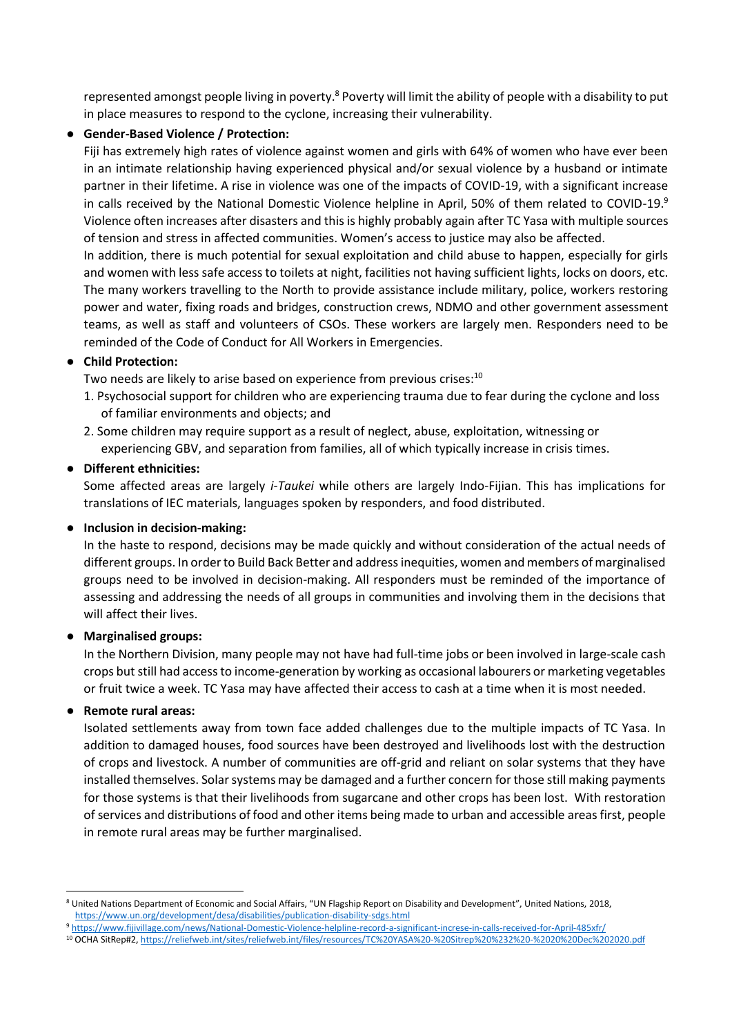represented amongst people living in poverty.[8] Poverty will limit the ability of people with a disability to put in place measures to respond to the cyclone, increasing their vulnerability.

- **Gender-Based Violence / Protection:**
  Fiji has extremely high rates of violence against women and girls with 64% of women who have ever been in an intimate relationship having experienced physical and/or sexual violence by a husband or intimate partner in their lifetime. A rise in violence was one of the impacts of COVID-19, with a significant increase in calls received by the National Domestic Violence helpline in April, 50% of them related to COVID-19.[9] Violence often increases after disasters and this is highly probably again after TC Yasa with multiple sources of tension and stress in affected communities. Women's access to justice may also be affected.
  In addition, there is much potential for sexual exploitation and child abuse to happen, especially for girls and women with less safe access to toilets at night, facilities not having sufficient lights, locks on doors, etc. The many workers travelling to the North to provide assistance include military, police, workers restoring power and water, fixing roads and bridges, construction crews, NDMO and other government assessment teams, as well as staff and volunteers of CSOs. These workers are largely men. Responders need to be reminded of the Code of Conduct for All Workers in Emergencies.

- **Child Protection:**
  Two needs are likely to arise based on experience from previous crises:[10]
  1. Psychosocial support for children who are experiencing trauma due to fear during the cyclone and loss of familiar environments and objects; and
  2. Some children may require support as a result of neglect, abuse, exploitation, witnessing or experiencing GBV, and separation from families, all of which typically increase in crisis times.

- **Different ethnicities:**
  Some affected areas are largely *i-Taukei* while others are largely Indo-Fijian. This has implications for translations of IEC materials, languages spoken by responders, and food distributed.

- **Inclusion in decision-making:**
  In the haste to respond, decisions may be made quickly and without consideration of the actual needs of different groups. In order to Build Back Better and address inequities, women and members of marginalised groups need to be involved in decision-making. All responders must be reminded of the importance of assessing and addressing the needs of all groups in communities and involving them in the decisions that will affect their lives.

- **Marginalised groups:**
  In the Northern Division, many people may not have had full-time jobs or been involved in large-scale cash crops but still had access to income-generation by working as occasional labourers or marketing vegetables or fruit twice a week. TC Yasa may have affected their access to cash at a time when it is most needed.

- **Remote rural areas:**
  Isolated settlements away from town face added challenges due to the multiple impacts of TC Yasa. In addition to damaged houses, food sources have been destroyed and livelihoods lost with the destruction of crops and livestock. A number of communities are off-grid and reliant on solar systems that they have installed themselves. Solar systems may be damaged and a further concern for those still making payments for those systems is that their livelihoods from sugarcane and other crops has been lost. With restoration of services and distributions of food and other items being made to urban and accessible areas first, people in remote rural areas may be further marginalised.

---

[8] United Nations Department of Economic and Social Affairs, "UN Flagship Report on Disability and Development", United Nations, 2018, https://www.un.org/development/desa/disabilities/publication-disability-sdgs.html

[9] https://www.fijivillage.com/news/National-Domestic-Violence-helpline-record-a-significant-increse-in-calls-received-for-April-485xfr/

[10] OCHA SitRep#2, https://reliefweb.int/sites/reliefweb.int/files/resources/TC%20YASA%20-%20Sitrep%20%232%20-%2020%20Dec%202020.pdf